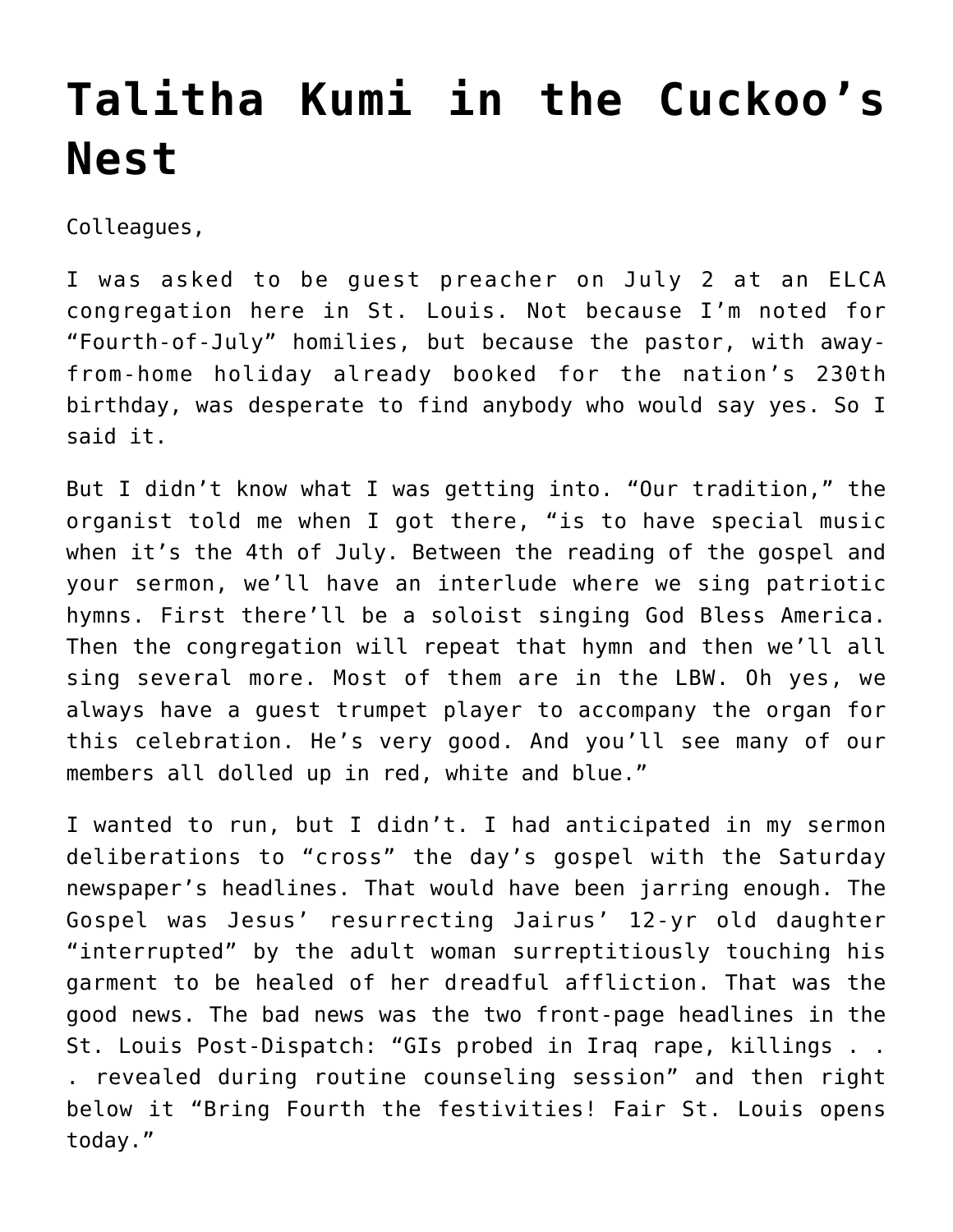# Talitha Kumi in the Cuckoo's Nest

Colleagues,

I was asked to be guest preacher on July 2 at an ELCA congregation here in St. Louis. Not because I'm noted for "Fourth-of-July" homilies, but because the pastor, with away-from-home holiday already booked for the nation's 230th birthday, was desperate to find anybody who would say yes. So I said it.

But I didn't know what I was getting into. "Our tradition," the organist told me when I got there, "is to have special music when it's the 4th of July. Between the reading of the gospel and your sermon, we'll have an interlude where we sing patriotic hymns. First there'll be a soloist singing God Bless America. Then the congregation will repeat that hymn and then we'll all sing several more. Most of them are in the LBW. Oh yes, we always have a guest trumpet player to accompany the organ for this celebration. He's very good. And you'll see many of our members all dolled up in red, white and blue."

I wanted to run, but I didn't. I had anticipated in my sermon deliberations to "cross" the day's gospel with the Saturday newspaper's headlines. That would have been jarring enough. The Gospel was Jesus' resurrecting Jairus' 12-yr old daughter "interrupted" by the adult woman surreptitiously touching his garment to be healed of her dreadful affliction. That was the good news. The bad news was the two front-page headlines in the St. Louis Post-Dispatch: "GIs probed in Iraq rape, killings . . . revealed during routine counseling session" and then right below it "Bring Fourth the festivities! Fair St. Louis opens today."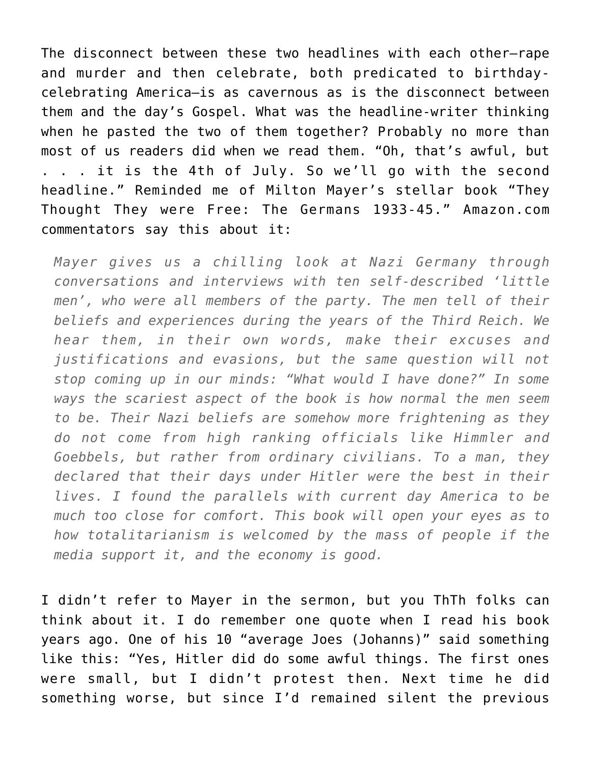The disconnect between these two headlines with each other—rape and murder and then celebrate, both predicated to birthday-celebrating America—is as cavernous as is the disconnect between them and the day's Gospel. What was the headline-writer thinking when he pasted the two of them together? Probably no more than most of us readers did when we read them. "Oh, that's awful, but . . . it is the 4th of July. So we'll go with the second headline." Reminded me of Milton Mayer's stellar book "They Thought They were Free: The Germans 1933-45." Amazon.com commentators say this about it:

> *Mayer gives us a chilling look at Nazi Germany through conversations and interviews with ten self-described 'little men', who were all members of the party. The men tell of their beliefs and experiences during the years of the Third Reich. We hear them, in their own words, make their excuses and justifications and evasions, but the same question will not stop coming up in our minds: "What would I have done?" In some ways the scariest aspect of the book is how normal the men seem to be. Their Nazi beliefs are somehow more frightening as they do not come from high ranking officials like Himmler and Goebbels, but rather from ordinary civilians. To a man, they declared that their days under Hitler were the best in their lives. I found the parallels with current day America to be much too close for comfort. This book will open your eyes as to how totalitarianism is welcomed by the mass of people if the media support it, and the economy is good.*

I didn't refer to Mayer in the sermon, but you ThTh folks can think about it. I do remember one quote when I read his book years ago. One of his 10 "average Joes (Johanns)" said something like this: "Yes, Hitler did do some awful things. The first ones were small, but I didn't protest then. Next time he did something worse, but since I'd remained silent the previous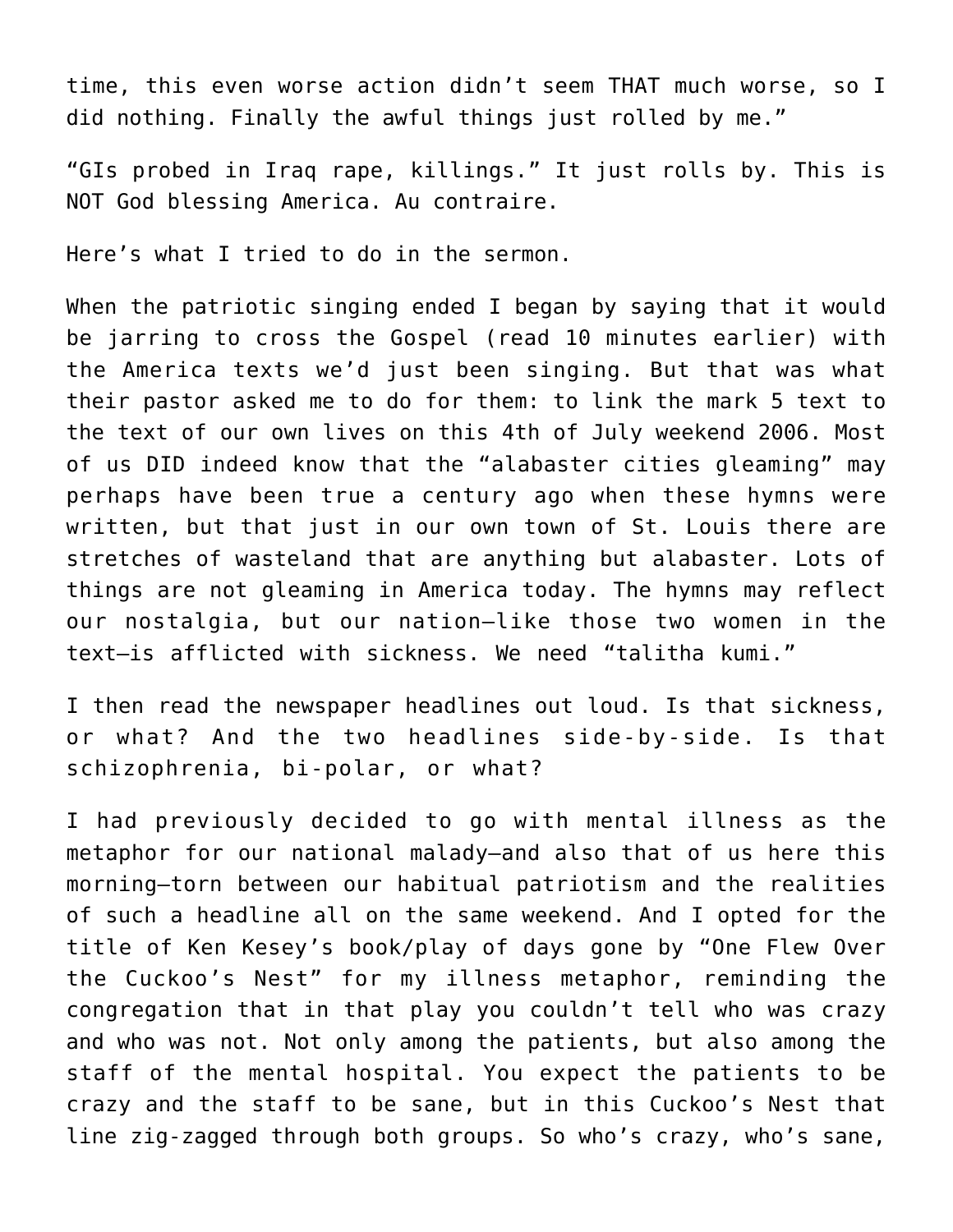time, this even worse action didn't seem THAT much worse, so I did nothing. Finally the awful things just rolled by me."

"GIs probed in Iraq rape, killings." It just rolls by. This is NOT God blessing America. Au contraire.

Here's what I tried to do in the sermon.

When the patriotic singing ended I began by saying that it would be jarring to cross the Gospel (read 10 minutes earlier) with the America texts we'd just been singing. But that was what their pastor asked me to do for them: to link the mark 5 text to the text of our own lives on this 4th of July weekend 2006. Most of us DID indeed know that the "alabaster cities gleaming" may perhaps have been true a century ago when these hymns were written, but that just in our own town of St. Louis there are stretches of wasteland that are anything but alabaster. Lots of things are not gleaming in America today. The hymns may reflect our nostalgia, but our nation—like those two women in the text—is afflicted with sickness. We need "talitha kumi."

I then read the newspaper headlines out loud. Is that sickness, or what? And the two headlines side-by-side. Is that schizophrenia, bi-polar, or what?

I had previously decided to go with mental illness as the metaphor for our national malady—and also that of us here this morning—torn between our habitual patriotism and the realities of such a headline all on the same weekend. And I opted for the title of Ken Kesey's book/play of days gone by "One Flew Over the Cuckoo's Nest" for my illness metaphor, reminding the congregation that in that play you couldn't tell who was crazy and who was not. Not only among the patients, but also among the staff of the mental hospital. You expect the patients to be crazy and the staff to be sane, but in this Cuckoo's Nest that line zig-zagged through both groups. So who's crazy, who's sane,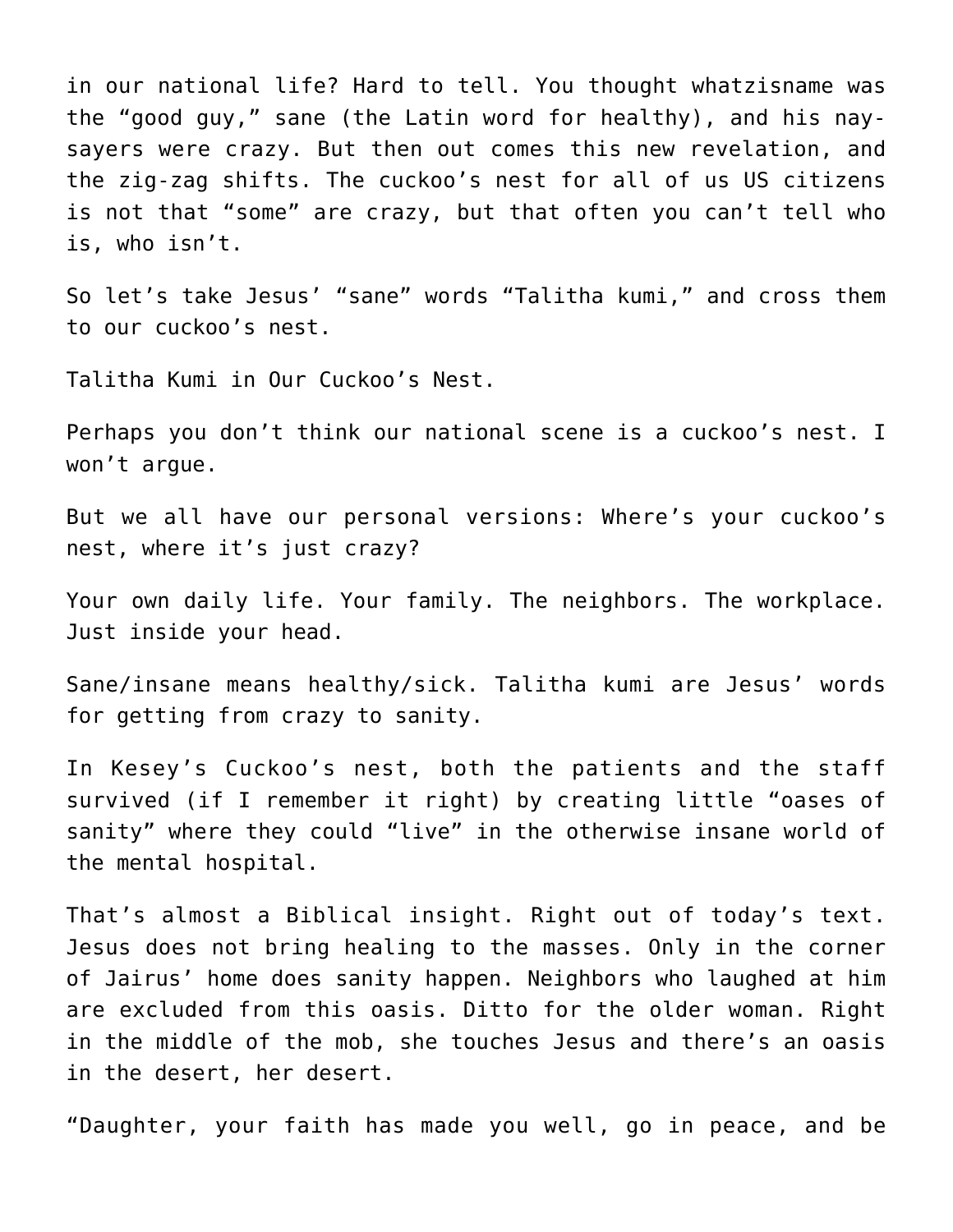in our national life? Hard to tell. You thought whatzisname was the "good guy," sane (the Latin word for healthy), and his nay-sayers were crazy. But then out comes this new revelation, and the zig-zag shifts. The cuckoo's nest for all of us US citizens is not that "some" are crazy, but that often you can't tell who is, who isn't.

So let's take Jesus' "sane" words "Talitha kumi," and cross them to our cuckoo's nest.

Talitha Kumi in Our Cuckoo's Nest.

Perhaps you don't think our national scene is a cuckoo's nest. I won't argue.

But we all have our personal versions: Where's your cuckoo's nest, where it's just crazy?

Your own daily life. Your family. The neighbors. The workplace. Just inside your head.

Sane/insane means healthy/sick. Talitha kumi are Jesus' words for getting from crazy to sanity.

In Kesey's Cuckoo's nest, both the patients and the staff survived (if I remember it right) by creating little "oases of sanity" where they could "live" in the otherwise insane world of the mental hospital.

That's almost a Biblical insight. Right out of today's text. Jesus does not bring healing to the masses. Only in the corner of Jairus' home does sanity happen. Neighbors who laughed at him are excluded from this oasis. Ditto for the older woman. Right in the middle of the mob, she touches Jesus and there's an oasis in the desert, her desert.

"Daughter, your faith has made you well, go in peace, and be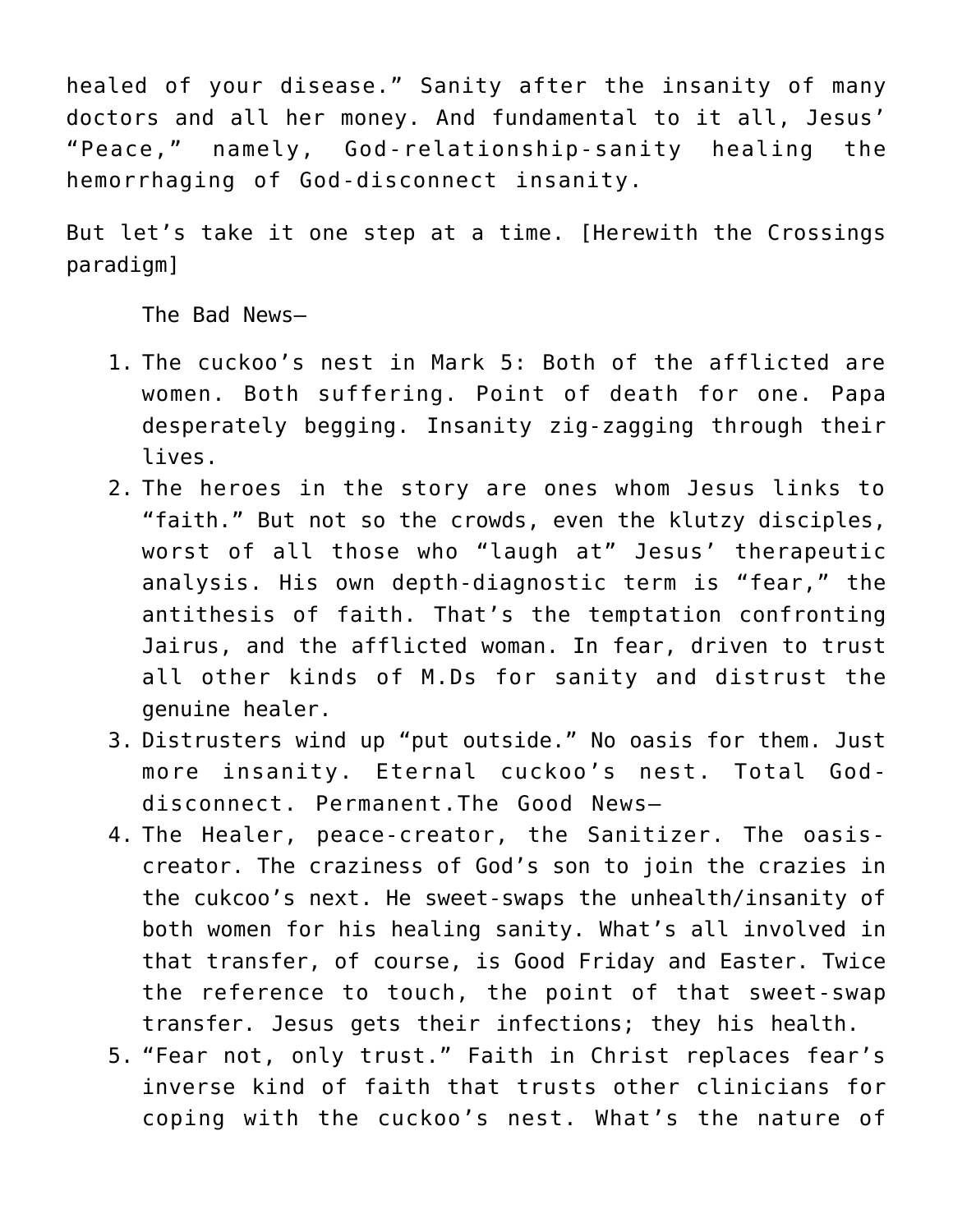healed of your disease." Sanity after the insanity of many doctors and all her money. And fundamental to it all, Jesus' "Peace," namely, God-relationship-sanity healing the hemorrhaging of God-disconnect insanity.

But let's take it one step at a time. [Herewith the Crossings paradigm]

The Bad News—

1. The cuckoo's nest in Mark 5: Both of the afflicted are women. Both suffering. Point of death for one. Papa desperately begging. Insanity zig-zagging through their lives.
2. The heroes in the story are ones whom Jesus links to "faith." But not so the crowds, even the klutzy disciples, worst of all those who "laugh at" Jesus' therapeutic analysis. His own depth-diagnostic term is "fear," the antithesis of faith. That's the temptation confronting Jairus, and the afflicted woman. In fear, driven to trust all other kinds of M.Ds for sanity and distrust the genuine healer.
3. Distrusters wind up "put outside." No oasis for them. Just more insanity. Eternal cuckoo's nest. Total God-disconnect. Permanent.

The Good News—

4. The Healer, peace-creator, the Sanitizer. The oasis-creator. The craziness of God's son to join the crazies in the cukcoo's next. He sweet-swaps the unhealth/insanity of both women for his healing sanity. What's all involved in that transfer, of course, is Good Friday and Easter. Twice the reference to touch, the point of that sweet-swap transfer. Jesus gets their infections; they his health.
5. "Fear not, only trust." Faith in Christ replaces fear's inverse kind of faith that trusts other clinicians for coping with the cuckoo's nest. What's the nature of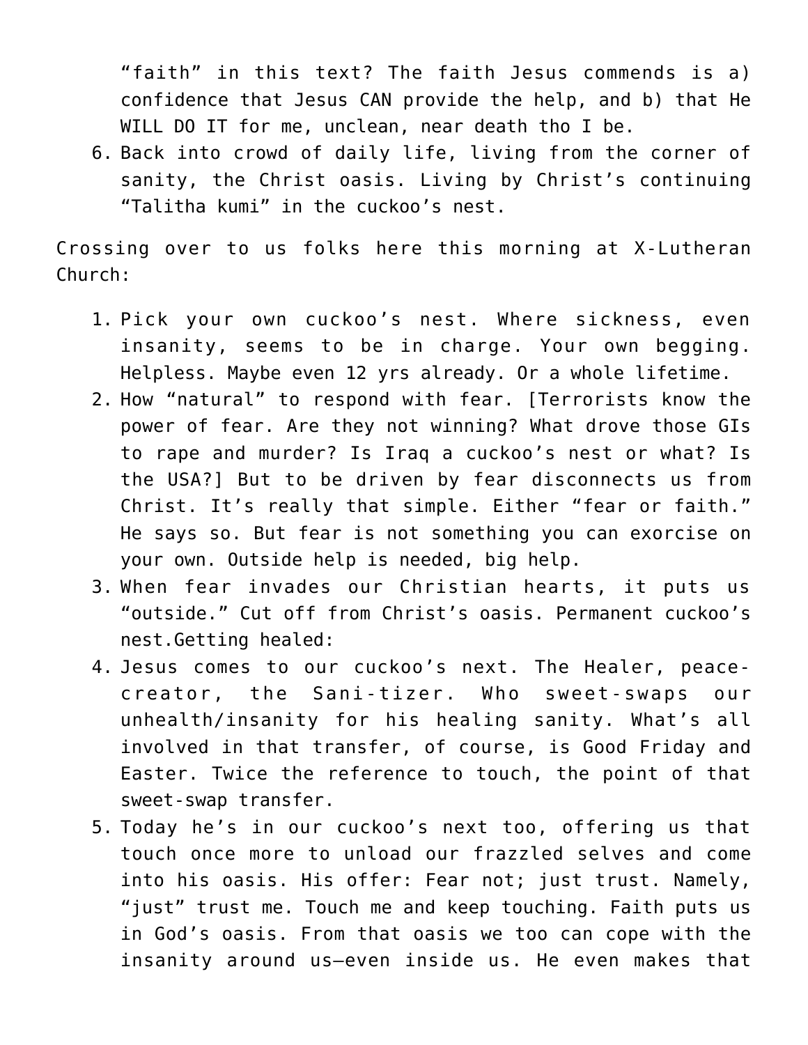“faith” in this text? The faith Jesus commends is a) confidence that Jesus CAN provide the help, and b) that He WILL DO IT for me, unclean, near death tho I be.

6. Back into crowd of daily life, living from the corner of sanity, the Christ oasis. Living by Christ’s continuing “Talitha kumi” in the cuckoo’s nest.

Crossing over to us folks here this morning at X-Lutheran Church:

1. Pick your own cuckoo’s nest. Where sickness, even insanity, seems to be in charge. Your own begging. Helpless. Maybe even 12 yrs already. Or a whole lifetime.
2. How “natural” to respond with fear. [Terrorists know the power of fear. Are they not winning? What drove those GIs to rape and murder? Is Iraq a cuckoo’s nest or what? Is the USA?] But to be driven by fear disconnects us from Christ. It’s really that simple. Either “fear or faith.” He says so. But fear is not something you can exorcise on your own. Outside help is needed, big help.
3. When fear invades our Christian hearts, it puts us “outside.” Cut off from Christ’s oasis. Permanent cuckoo’s nest.Getting healed:
4. Jesus comes to our cuckoo’s next. The Healer, peace-creator, the Sani-tizer. Who sweet-swaps our unhealth/insanity for his healing sanity. What’s all involved in that transfer, of course, is Good Friday and Easter. Twice the reference to touch, the point of that sweet-swap transfer.
5. Today he’s in our cuckoo’s next too, offering us that touch once more to unload our frazzled selves and come into his oasis. His offer: Fear not; just trust. Namely, “just” trust me. Touch me and keep touching. Faith puts us in God’s oasis. From that oasis we too can cope with the insanity around us—even inside us. He even makes that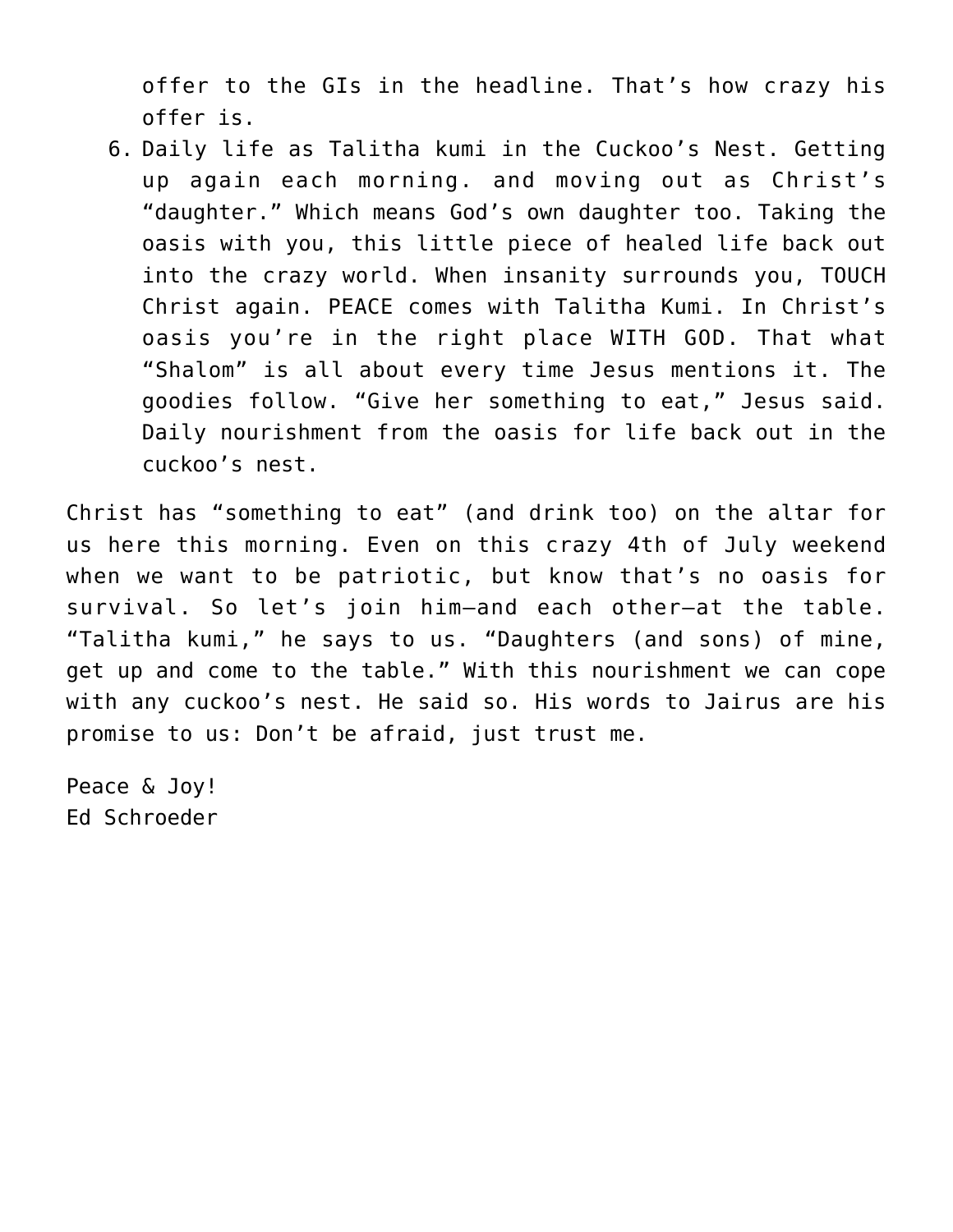offer to the GIs in the headline. That's how crazy his offer is.

6. Daily life as Talitha kumi in the Cuckoo's Nest. Getting up again each morning. and moving out as Christ's "daughter." Which means God's own daughter too. Taking the oasis with you, this little piece of healed life back out into the crazy world. When insanity surrounds you, TOUCH Christ again. PEACE comes with Talitha Kumi. In Christ's oasis you're in the right place WITH GOD. That what "Shalom" is all about every time Jesus mentions it. The goodies follow. "Give her something to eat," Jesus said. Daily nourishment from the oasis for life back out in the cuckoo's nest.

Christ has "something to eat" (and drink too) on the altar for us here this morning. Even on this crazy 4th of July weekend when we want to be patriotic, but know that's no oasis for survival. So let's join him—and each other—at the table. "Talitha kumi," he says to us. "Daughters (and sons) of mine, get up and come to the table." With this nourishment we can cope with any cuckoo's nest. He said so. His words to Jairus are his promise to us: Don't be afraid, just trust me.

Peace & Joy!
Ed Schroeder